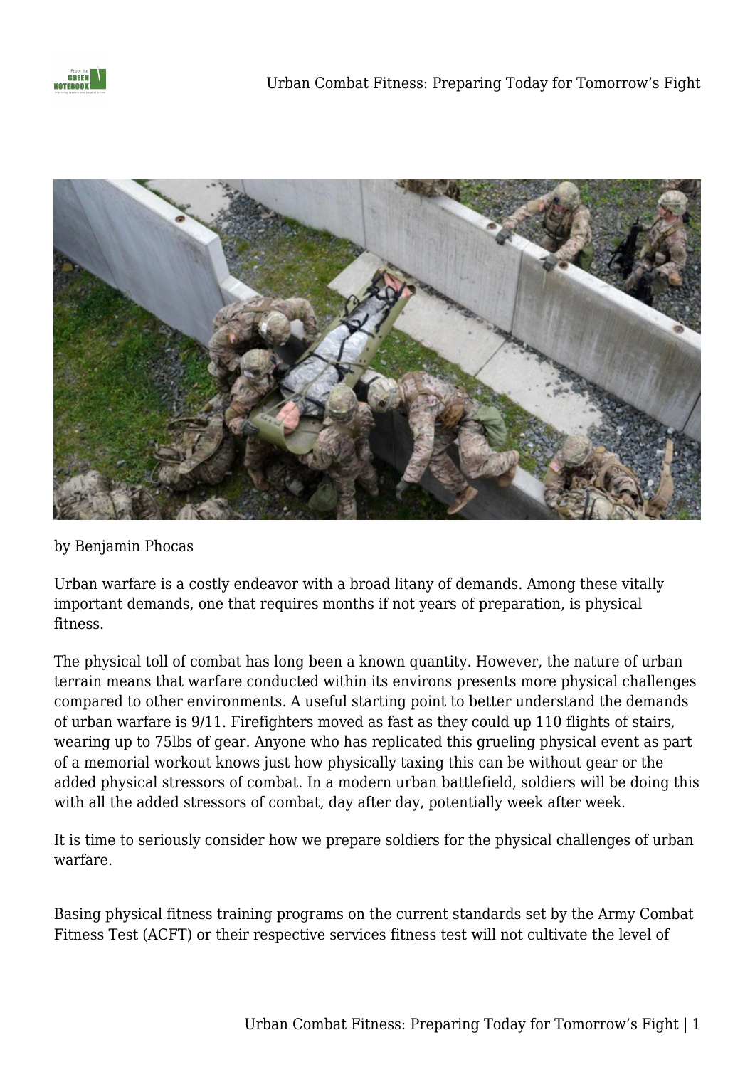by Benjamin Phocas

Urban warfare is a costly endeavor with a broad litany of demands. Among these vitally important demands, one that requires months if not years of preparation, is physical fitness.

The physical toll of combat has long been a known quantity. However, the nature of urban terrain means that warfare conducted within its environs presents more physical challenges compared to other environments. A useful starting point to better understand the demands of urban warfare is 9/11. Firefighters moved as fast as they could up 110 flights of stairs, wearing up to 75lbs of gear. Anyone who has replicated this grueling physical event as part of a memorial workout knows just how physically taxing this can be without gear or the added physical stressors of combat. In a modern urban battlefield, soldiers will be doing this with all the added stressors of combat, day after day, potentially week after week.

It is time to seriously consider how we prepare soldiers for the physical challenges of urban warfare.

Basing physical fitness training programs on the current standards set by the Army Combat Fitness Test (ACFT) or their respective services fitness test will not cultivate the level of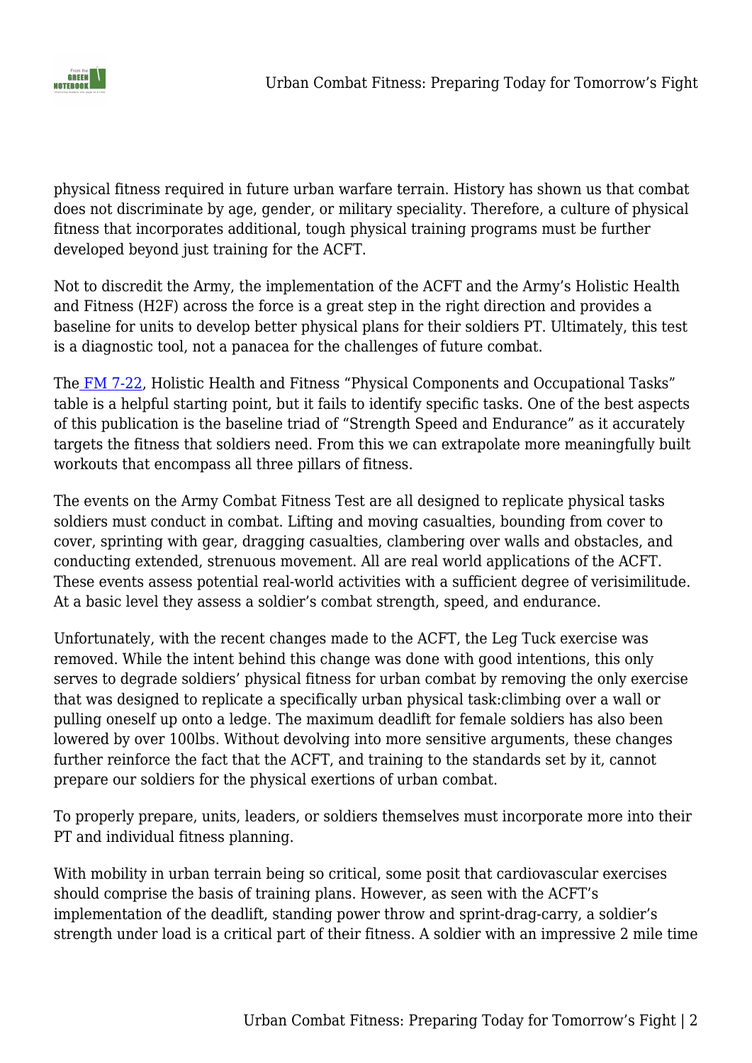physical fitness required in future urban warfare terrain. History has shown us that combat does not discriminate by age, gender, or military speciality. Therefore, a culture of physical fitness that incorporates additional, tough physical training programs must be further developed beyond just training for the ACFT.

Not to discredit the Army, the implementation of the ACFT and the Army's Holistic Health and Fitness (H2F) across the force is a great step in the right direction and provides a baseline for units to develop better physical plans for their soldiers PT. Ultimately, this test is a diagnostic tool, not a panacea for the challenges of future combat.

The FM 7-22, Holistic Health and Fitness "Physical Components and Occupational Tasks" table is a helpful starting point, but it fails to identify specific tasks. One of the best aspects of this publication is the baseline triad of "Strength Speed and Endurance" as it accurately targets the fitness that soldiers need. From this we can extrapolate more meaningfully built workouts that encompass all three pillars of fitness.

The events on the Army Combat Fitness Test are all designed to replicate physical tasks soldiers must conduct in combat. Lifting and moving casualties, bounding from cover to cover, sprinting with gear, dragging casualties, clambering over walls and obstacles, and conducting extended, strenuous movement. All are real world applications of the ACFT. These events assess potential real-world activities with a sufficient degree of verisimilitude. At a basic level they assess a soldier's combat strength, speed, and endurance.

Unfortunately, with the recent changes made to the ACFT, the Leg Tuck exercise was removed. While the intent behind this change was done with good intentions, this only serves to degrade soldiers' physical fitness for urban combat by removing the only exercise that was designed to replicate a specifically urban physical task:climbing over a wall or pulling oneself up onto a ledge. The maximum deadlift for female soldiers has also been lowered by over 100lbs. Without devolving into more sensitive arguments, these changes further reinforce the fact that the ACFT, and training to the standards set by it, cannot prepare our soldiers for the physical exertions of urban combat.

To properly prepare, units, leaders, or soldiers themselves must incorporate more into their PT and individual fitness planning.

With mobility in urban terrain being so critical, some posit that cardiovascular exercises should comprise the basis of training plans. However, as seen with the ACFT's implementation of the deadlift, standing power throw and sprint-drag-carry, a soldier's strength under load is a critical part of their fitness. A soldier with an impressive 2 mile time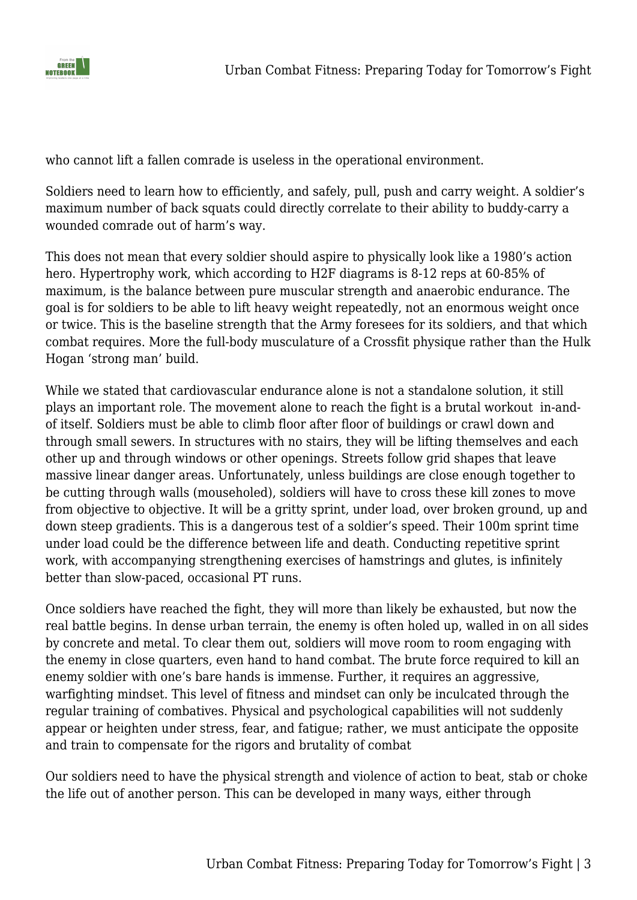who cannot lift a fallen comrade is useless in the operational environment.

Soldiers need to learn how to efficiently, and safely, pull, push and carry weight. A soldier's maximum number of back squats could directly correlate to their ability to buddy-carry a wounded comrade out of harm's way.

This does not mean that every soldier should aspire to physically look like a 1980's action hero. Hypertrophy work, which according to H2F diagrams is 8-12 reps at 60-85% of maximum, is the balance between pure muscular strength and anaerobic endurance. The goal is for soldiers to be able to lift heavy weight repeatedly, not an enormous weight once or twice. This is the baseline strength that the Army foresees for its soldiers, and that which combat requires. More the full-body musculature of a Crossfit physique rather than the Hulk Hogan 'strong man' build.

While we stated that cardiovascular endurance alone is not a standalone solution, it still plays an important role. The movement alone to reach the fight is a brutal workout in-and-of itself. Soldiers must be able to climb floor after floor of buildings or crawl down and through small sewers. In structures with no stairs, they will be lifting themselves and each other up and through windows or other openings. Streets follow grid shapes that leave massive linear danger areas. Unfortunately, unless buildings are close enough together to be cutting through walls (mouseholed), soldiers will have to cross these kill zones to move from objective to objective. It will be a gritty sprint, under load, over broken ground, up and down steep gradients. This is a dangerous test of a soldier's speed. Their 100m sprint time under load could be the difference between life and death. Conducting repetitive sprint work, with accompanying strengthening exercises of hamstrings and glutes, is infinitely better than slow-paced, occasional PT runs.

Once soldiers have reached the fight, they will more than likely be exhausted, but now the real battle begins. In dense urban terrain, the enemy is often holed up, walled in on all sides by concrete and metal. To clear them out, soldiers will move room to room engaging with the enemy in close quarters, even hand to hand combat. The brute force required to kill an enemy soldier with one's bare hands is immense. Further, it requires an aggressive, warfighting mindset. This level of fitness and mindset can only be inculcated through the regular training of combatives. Physical and psychological capabilities will not suddenly appear or heighten under stress, fear, and fatigue; rather, we must anticipate the opposite and train to compensate for the rigors and brutality of combat

Our soldiers need to have the physical strength and violence of action to beat, stab or choke the life out of another person. This can be developed in many ways, either through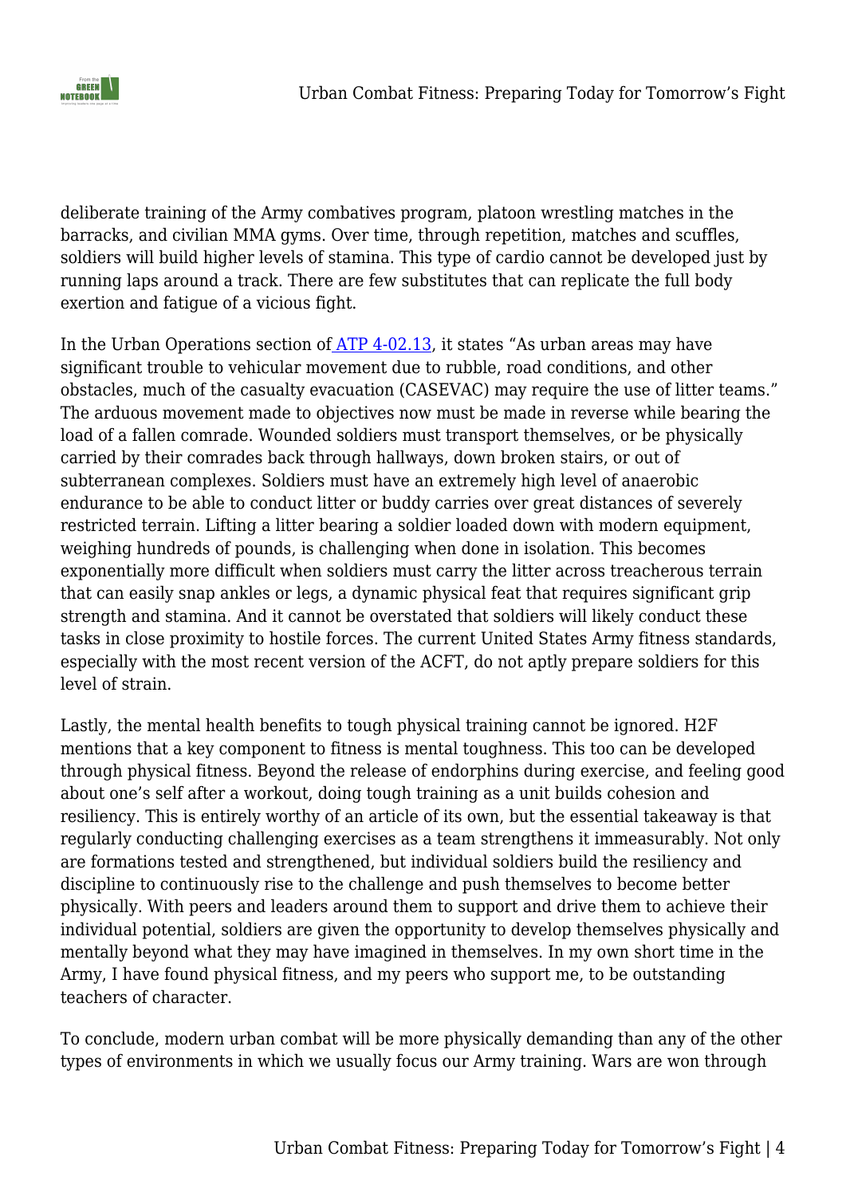deliberate training of the Army combatives program, platoon wrestling matches in the barracks, and civilian MMA gyms. Over time, through repetition, matches and scuffles, soldiers will build higher levels of stamina. This type of cardio cannot be developed just by running laps around a track. There are few substitutes that can replicate the full body exertion and fatigue of a vicious fight.

In the Urban Operations section of [ATP 4-02.13](#), it states "As urban areas may have significant trouble to vehicular movement due to rubble, road conditions, and other obstacles, much of the casualty evacuation (CASEVAC) may require the use of litter teams." The arduous movement made to objectives now must be made in reverse while bearing the load of a fallen comrade. Wounded soldiers must transport themselves, or be physically carried by their comrades back through hallways, down broken stairs, or out of subterranean complexes. Soldiers must have an extremely high level of anaerobic endurance to be able to conduct litter or buddy carries over great distances of severely restricted terrain. Lifting a litter bearing a soldier loaded down with modern equipment, weighing hundreds of pounds, is challenging when done in isolation. This becomes exponentially more difficult when soldiers must carry the litter across treacherous terrain that can easily snap ankles or legs, a dynamic physical feat that requires significant grip strength and stamina. And it cannot be overstated that soldiers will likely conduct these tasks in close proximity to hostile forces. The current United States Army fitness standards, especially with the most recent version of the ACFT, do not aptly prepare soldiers for this level of strain.

Lastly, the mental health benefits to tough physical training cannot be ignored. H2F mentions that a key component to fitness is mental toughness. This too can be developed through physical fitness. Beyond the release of endorphins during exercise, and feeling good about one's self after a workout, doing tough training as a unit builds cohesion and resiliency. This is entirely worthy of an article of its own, but the essential takeaway is that regularly conducting challenging exercises as a team strengthens it immeasurably. Not only are formations tested and strengthened, but individual soldiers build the resiliency and discipline to continuously rise to the challenge and push themselves to become better physically. With peers and leaders around them to support and drive them to achieve their individual potential, soldiers are given the opportunity to develop themselves physically and mentally beyond what they may have imagined in themselves. In my own short time in the Army, I have found physical fitness, and my peers who support me, to be outstanding teachers of character.

To conclude, modern urban combat will be more physically demanding than any of the other types of environments in which we usually focus our Army training. Wars are won through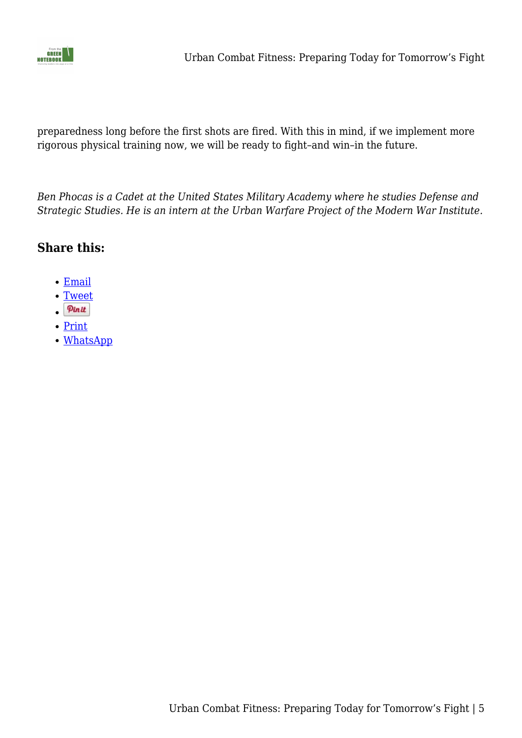preparedness long before the first shots are fired. With this in mind, if we implement more rigorous physical training now, we will be ready to fight–and win–in the future.

*Ben Phocas is a Cadet at the United States Military Academy where he studies Defense and Strategic Studies. He is an intern at the Urban Warfare Project of the Modern War Institute.*

### Share this:

- Email
- Tweet
- Pin it
- Print
- WhatsApp